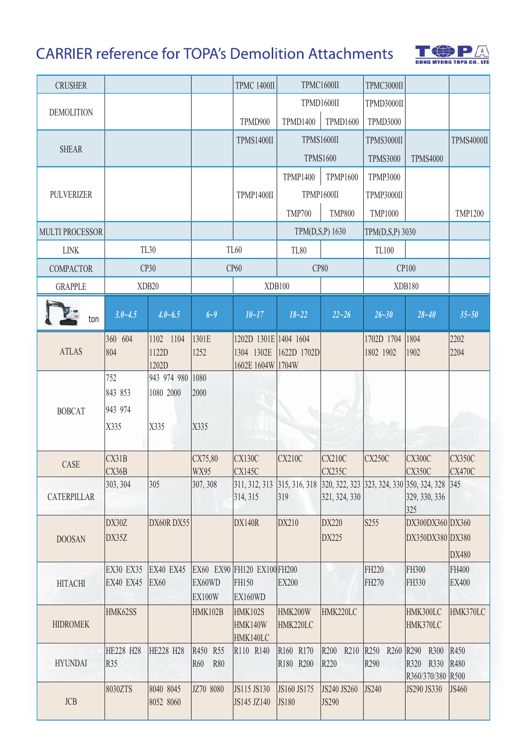# CARRIER reference for TOPA's Demolition Attachments

| CRUSHER | | | | TPMC 1400II | TPMC1600II | | TPMC3000II | | |
|---|---|---|---|---|---|---|---|---|---|
| DEMOLITION | | | | TPMD900 | TPMD1600II<br>TPMD1400 | TPMD1600 | TPMD3000II<br>TPMD3000 | | |
| SHEAR | | | | TPMS1400II | TPMS1600II<br>TPMS1600 | | TPMS3000II<br>TPMS3000 | TPMS4000 | TPMS4000II |
| PULVERIZER | | | | TPMP1400II | TPMP1400<br>TPMP1600II<br>TMP700 | TPMP1600<br><br>TMP800 | TPMP3000<br>TPMP3000II<br>TMP1000 | | TMP1200 |
| MULTI PROCESSOR | | | | | TPM(D,S,P) 1630 | | TPM(D,S,P) 3030 | | |
| LINK | TL30 | | TL60 | | TL80 | | TL100 | | |
| COMPACTOR | CP30 | | CP60 | | CP80 | | CP100 | | |
| GRAPPLE | XDB20 | | | XDB100 | | | XDB180 | | |
| ton | 3.0~4.5 | 4.0~6.5 | 6~9 | 10~17 | 18~22 | 22~26 | 26~30 | 28~40 | 35~50 |
| ATLAS | 360 604<br>804 | 1102 1104<br>1122D<br>1202D | 1301E<br>1252 | 1202D 1301E<br>1304 1302E<br>1602E 1604W | 1404 1604<br>1622D 1702D<br>1704W | | 1702D 1704<br>1802 1902 | 1804<br>1902 | 2202<br>2204 |
| BOBCAT | 752<br>843 853<br>943 974<br>X335 | 943 974 980<br>1080 2000<br><br>X335 | 1080<br>2000<br><br>X335 | | | | | | |
| CASE | CX31B<br>CX36B | | CX75,80<br>WX95 | CX130C<br>CX145C | CX210C | CX210C<br>CX235C | CX250C | CX300C<br>CX350C | CX350C<br>CX470C |
| CATERPILLAR | 303, 304 | 305 | 307, 308 | 311, 312, 313<br>314, 315 | 315, 316, 318<br>319 | 320, 322, 323<br>321, 324, 330 | 323, 324, 330 | 350, 324, 328<br>329, 330, 336<br>325 | 345 |
| DOOSAN | DX30Z<br>DX35Z | DX60R DX55 | | DX140R | DX210 | DX220<br>DX225 | S255 | DX300DX360<br>DX350DX380 | DX360<br>DX380<br>DX480 |
| HITACHI | EX30 EX35<br>EX40 EX45 | EX40 EX45<br>EX60 | EX60 EX90<br>EX60WD<br>EX100W | FH120 EX100<br>FH150<br>EX160WD | FH200<br>EX200 | | FH220<br>FH270 | FH300<br>FH330 | FH400<br>EX400 |
| HIDROMEK | HMK62SS | | HMK102B | HMK102S<br>HMK140W<br>HMK140LC | HMK200W<br>HMK220LC | HMK220LC | | HMK300LC<br>HMK370LC | HMK370LC |
| HYUNDAI | HE228 H28<br>R35 | HE228 H28 | R450 R55<br>R60 R80 | R110 R140 | R160 R170<br>R180 R200 | R200 R210<br>R220 | R250 R260<br>R290 | R290 R300<br>R320 R330<br>R360/370/380 | R450<br>R480<br>R500 |
| JCB | 8030ZTS | 8040 8045<br>8052 8060 | JZ70 8080 | JS115 JS130<br>JS145 JZ140 | JS160 JS175<br>JS180 | JS240 JS260<br>JS290 | JS240 | JS290 JS330 | JS460 |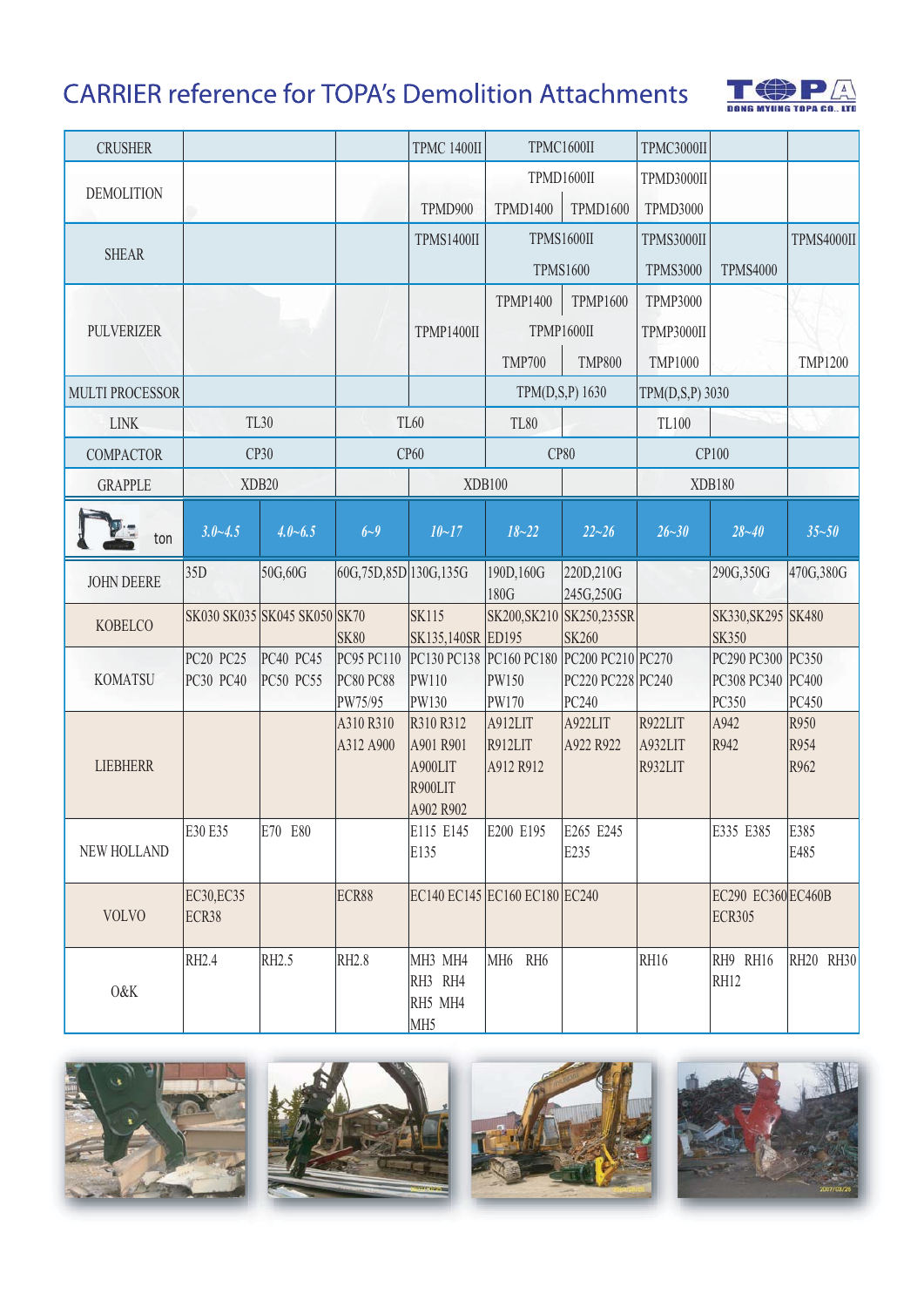# CARRIER reference for TOPA's Demolition Attachments

| | | | | | | | | | |
|---|---|---|---|---|---|---|---|---|---|
| CRUSHER | | | | TPMC 1400II | TPMC1600II | | TPMC3000II | | |
| DEMOLITION | | | | | TPMD1600II | | TPMD3000II | | |
| | | | | TPMD900 | TPMD1400 | TPMD1600 | TPMD3000 | | |
| SHEAR | | | | TPMS1400II | TPMS1600II | | TPMS3000II | | TPMS4000II |
| | | | | | TPMS1600 | | TPMS3000 | TPMS4000 | |
| PULVERIZER | | | | | TPMP1400 | TPMP1600 | TPMP3000 | | |
| | | | | TPMP1400II | TPMP1600II | | TPMP3000II | | |
| | | | | | TMP700 | TMP800 | TMP1000 | | TMP1200 |
| MULTI PROCESSOR | | | | | TPM(D,S,P) 1630 | | TPM(D,S,P) 3030 | | |
| LINK | TL30 | | TL60 | | TL80 | | TL100 | | |
| COMPACTOR | CP30 | | CP60 | | CP80 | | CP100 | | |
| GRAPPLE | XDB20 | | | XDB100 | | | XDB180 | | |
| ton | 3.0~4.5 | 4.0~6.5 | 6~9 | 10~17 | 18~22 | 22~26 | 26~30 | 28~40 | 35~50 |
| JOHN DEERE | 35D | 50G,60G | 60G,75D,85D | 130G,135G | 190D,160G 180G | 220D,210G 245G,250G | | 290G,350G | 470G,380G |
| KOBELCO | SK030 SK035 | SK045 SK050 | SK70 SK80 | SK115 SK135,140SR | SK200,SK210 ED195 | SK250,235SR SK260 | | SK330,SK295 SK350 | SK480 |
| KOMATSU | PC20 PC25 PC30 PC40 | PC40 PC45 PC50 PC55 | PC95 PC110 PC80 PC88 PW75/95 | PC130 PC138 PW110 PW130 | PC160 PC180 PW150 PW170 | PC200 PC210 PC220 PC228 PC240 | PC270 PC240 | PC290 PC300 PC308 PC340 PC350 | PC350 PC400 PC450 |
| LIEBHERR | | | A310 R310 A312 A900 | R310 R312 A901 R901 A900LIT R900LIT A902 R902 | A912LIT R912LIT A912 R912 | A922LIT A922 R922 | R922LIT A932LIT R932LIT | A942 R942 | R950 R954 R962 |
| NEW HOLLAND | E30 E35 | E70 E80 | | E115 E145 E135 | E200 E195 | E265 E245 E235 | | E335 E385 | E385 E485 |
| VOLVO | EC30,EC35 ECR38 | | ECR88 | EC140 EC145 | EC160 EC180 | EC240 | | EC290 EC360 ECR305 | EC460B |
| O&K | RH2.4 | RH2.5 | RH2.8 | MH3 MH4 RH3 RH4 RH5 MH4 MH5 | MH6 RH6 | | RH16 | RH9 RH16 RH12 | RH20 RH30 |